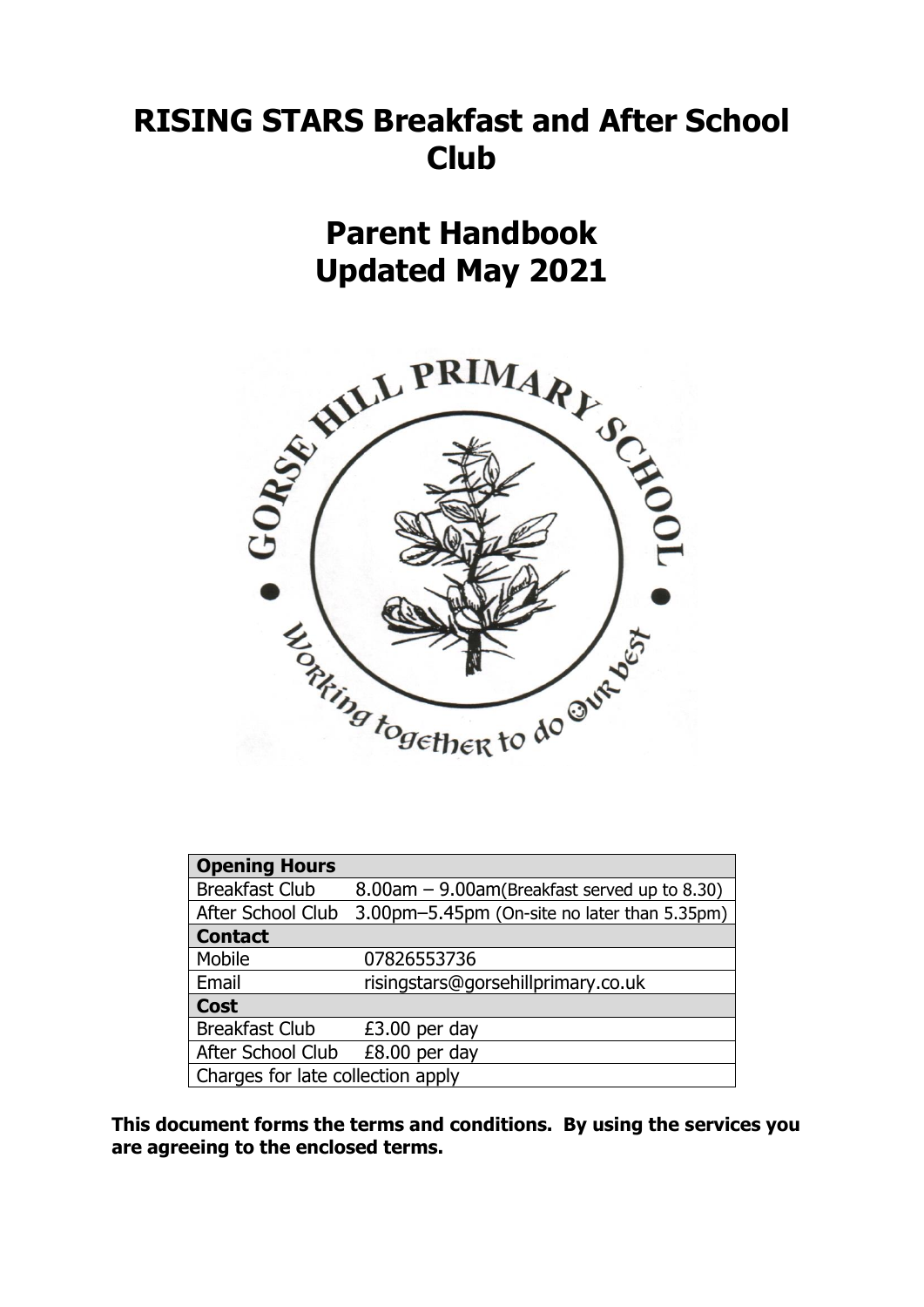# RISING STARS Breakfast and After School Club

# Parent Handbook
# Updated May 2021

| **Opening Hours** | |
|---|---|
| Breakfast Club | 8.00am – 9.00am(Breakfast served up to 8.30) |
| After School Club | 3.00pm–5.45pm (On-site no later than 5.35pm) |
| **Contact** | |
| Mobile | 07826553736 |
| Email | risingstars@gorsehillprimary.co.uk |
| **Cost** | |
| Breakfast Club | £3.00 per day |
| After School Club | £8.00 per day |
| Charges for late collection apply | |

**This document forms the terms and conditions. By using the services you are agreeing to the enclosed terms.**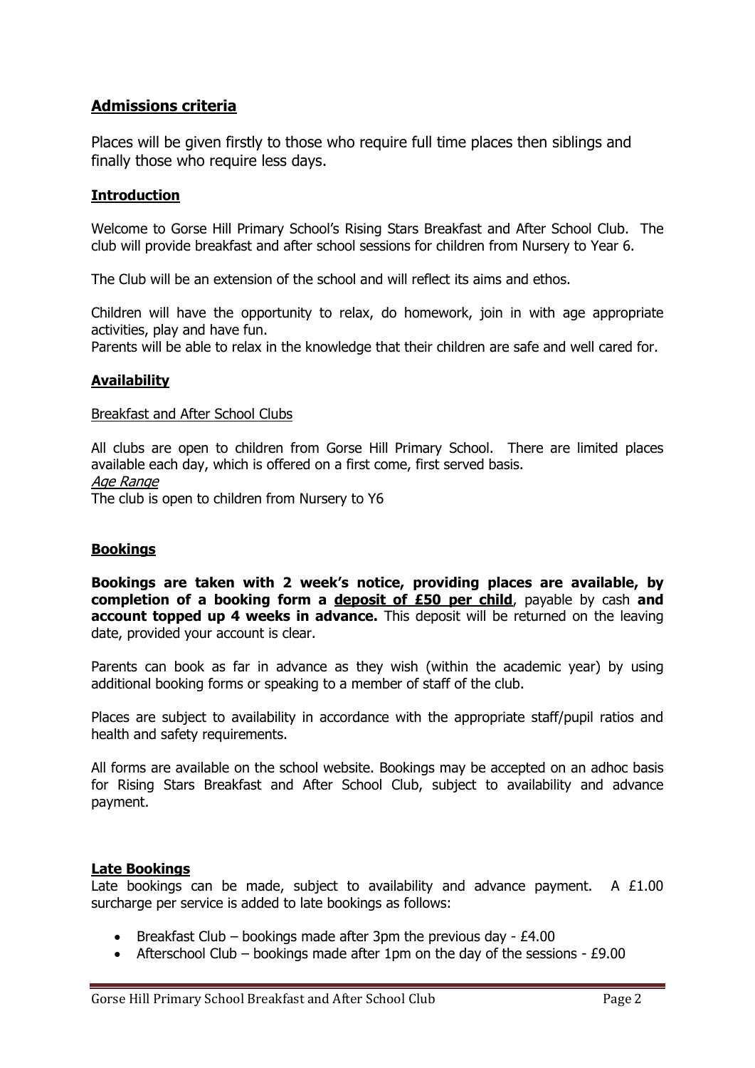## Admissions criteria

Places will be given firstly to those who require full time places then siblings and finally those who require less days.

### Introduction

Welcome to Gorse Hill Primary School's Rising Stars Breakfast and After School Club. The club will provide breakfast and after school sessions for children from Nursery to Year 6.

The Club will be an extension of the school and will reflect its aims and ethos.

Children will have the opportunity to relax, do homework, join in with age appropriate activities, play and have fun.
Parents will be able to relax in the knowledge that their children are safe and well cared for.

### Availability

Breakfast and After School Clubs

All clubs are open to children from Gorse Hill Primary School. There are limited places available each day, which is offered on a first come, first served basis.
*Age Range*
The club is open to children from Nursery to Y6

### Bookings

**Bookings are taken with 2 week's notice, providing places are available, by completion of a booking form a deposit of £50 per child**, payable by cash **and account topped up 4 weeks in advance.** This deposit will be returned on the leaving date, provided your account is clear.

Parents can book as far in advance as they wish (within the academic year) by using additional booking forms or speaking to a member of staff of the club.

Places are subject to availability in accordance with the appropriate staff/pupil ratios and health and safety requirements.

All forms are available on the school website. Bookings may be accepted on an adhoc basis for Rising Stars Breakfast and After School Club, subject to availability and advance payment.

### Late Bookings

Late bookings can be made, subject to availability and advance payment. A £1.00 surcharge per service is added to late bookings as follows:

- Breakfast Club – bookings made after 3pm the previous day - £4.00
- Afterschool Club – bookings made after 1pm on the day of the sessions - £9.00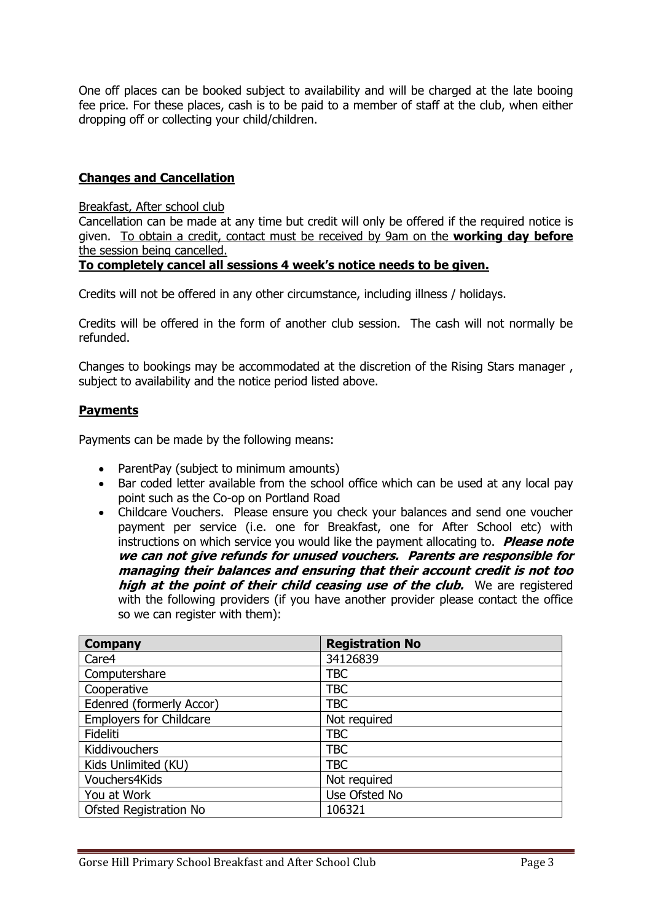One off places can be booked subject to availability and will be charged at the late booing fee price. For these places, cash is to be paid to a member of staff at the club, when either dropping off or collecting your child/children.

## **Changes and Cancellation**

Breakfast, After school club

Cancellation can be made at any time but credit will only be offered if the required notice is given. To obtain a credit, contact must be received by 9am on the **working day before** the session being cancelled.

**To completely cancel all sessions 4 week's notice needs to be given.**

Credits will not be offered in any other circumstance, including illness / holidays.

Credits will be offered in the form of another club session. The cash will not normally be refunded.

Changes to bookings may be accommodated at the discretion of the Rising Stars manager , subject to availability and the notice period listed above.

## **Payments**

Payments can be made by the following means:

- ParentPay (subject to minimum amounts)
- Bar coded letter available from the school office which can be used at any local pay point such as the Co-op on Portland Road
- Childcare Vouchers. Please ensure you check your balances and send one voucher payment per service (i.e. one for Breakfast, one for After School etc) with instructions on which service you would like the payment allocating to. ***Please note we can not give refunds for unused vouchers. Parents are responsible for managing their balances and ensuring that their account credit is not too high at the point of their child ceasing use of the club.*** We are registered with the following providers (if you have another provider please contact the office so we can register with them):

| Company | Registration No |
|---|---|
| Care4 | 34126839 |
| Computershare | TBC |
| Cooperative | TBC |
| Edenred (formerly Accor) | TBC |
| Employers for Childcare | Not required |
| Fideliti | TBC |
| Kiddivouchers | TBC |
| Kids Unlimited (KU) | TBC |
| Vouchers4Kids | Not required |
| You at Work | Use Ofsted No |
| Ofsted Registration No | 106321 |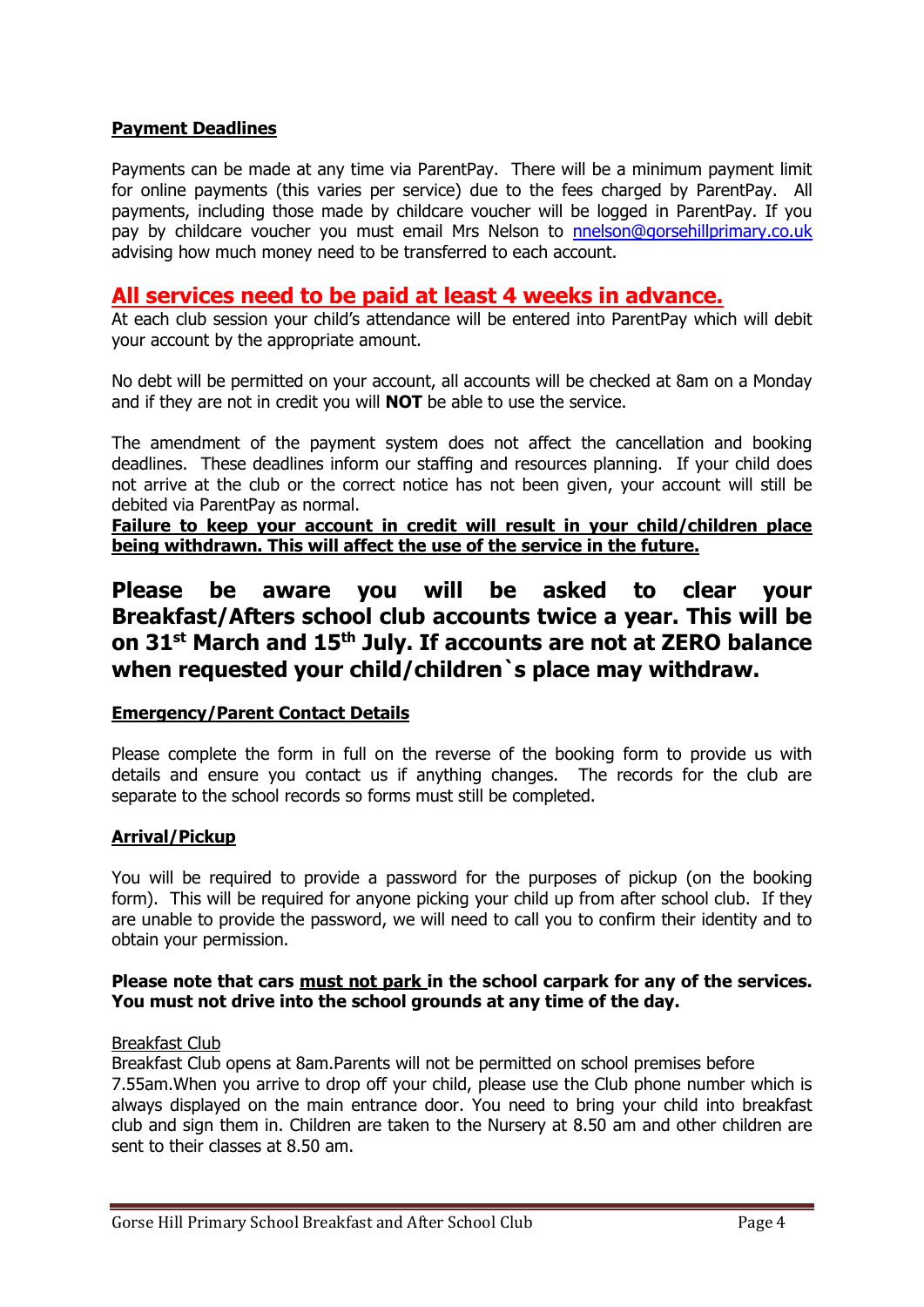**Payment Deadlines**

Payments can be made at any time via ParentPay. There will be a minimum payment limit for online payments (this varies per service) due to the fees charged by ParentPay. All payments, including those made by childcare voucher will be logged in ParentPay. If you pay by childcare voucher you must email Mrs Nelson to nnelson@gorsehillprimary.co.uk advising how much money need to be transferred to each account.

## All services need to be paid at least 4 weeks in advance.

At each club session your child's attendance will be entered into ParentPay which will debit your account by the appropriate amount.

No debt will be permitted on your account, all accounts will be checked at 8am on a Monday and if they are not in credit you will **NOT** be able to use the service.

The amendment of the payment system does not affect the cancellation and booking deadlines. These deadlines inform our staffing and resources planning. If your child does not arrive at the club or the correct notice has not been given, your account will still be debited via ParentPay as normal.

**Failure to keep your account in credit will result in your child/children place being withdrawn. This will affect the use of the service in the future.**

## Please be aware you will be asked to clear your Breakfast/Afters school club accounts twice a year. This will be on 31st March and 15th July. If accounts are not at ZERO balance when requested your child/children`s place may withdraw.

**Emergency/Parent Contact Details**

Please complete the form in full on the reverse of the booking form to provide us with details and ensure you contact us if anything changes. The records for the club are separate to the school records so forms must still be completed.

**Arrival/Pickup**

You will be required to provide a password for the purposes of pickup (on the booking form). This will be required for anyone picking your child up from after school club. If they are unable to provide the password, we will need to call you to confirm their identity and to obtain your permission.

**Please note that cars must not park in the school carpark for any of the services. You must not drive into the school grounds at any time of the day.**

Breakfast Club

Breakfast Club opens at 8am.Parents will not be permitted on school premises before 7.55am.When you arrive to drop off your child, please use the Club phone number which is always displayed on the main entrance door. You need to bring your child into breakfast club and sign them in. Children are taken to the Nursery at 8.50 am and other children are sent to their classes at 8.50 am.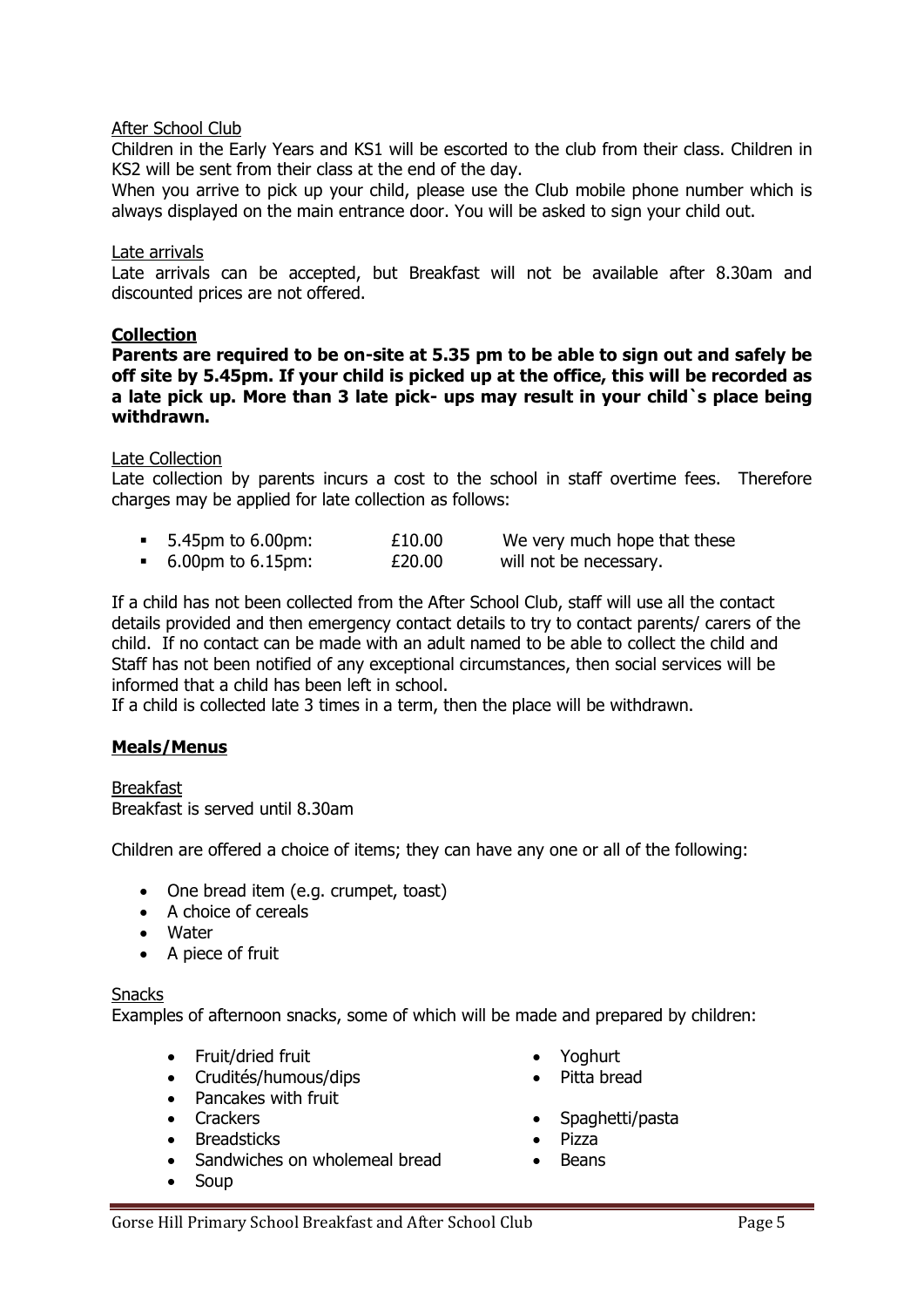After School Club

Children in the Early Years and KS1 will be escorted to the club from their class. Children in KS2 will be sent from their class at the end of the day.

When you arrive to pick up your child, please use the Club mobile phone number which is always displayed on the main entrance door. You will be asked to sign your child out.

Late arrivals

Late arrivals can be accepted, but Breakfast will not be available after 8.30am and discounted prices are not offered.

## Collection

**Parents are required to be on-site at 5.35 pm to be able to sign out and safely be off site by 5.45pm. If your child is picked up at the office, this will be recorded as a late pick up. More than 3 late pick- ups may result in your child`s place being withdrawn.**

Late Collection

Late collection by parents incurs a cost to the school in staff overtime fees. Therefore charges may be applied for late collection as follows:

- 5.45pm to 6.00pm: £10.00
- 6.00pm to 6.15pm: £20.00

We very much hope that these will not be necessary.

If a child has not been collected from the After School Club, staff will use all the contact details provided and then emergency contact details to try to contact parents/ carers of the child. If no contact can be made with an adult named to be able to collect the child and Staff has not been notified of any exceptional circumstances, then social services will be informed that a child has been left in school.

If a child is collected late 3 times in a term, then the place will be withdrawn.

## Meals/Menus

Breakfast

Breakfast is served until 8.30am

Children are offered a choice of items; they can have any one or all of the following:

- One bread item (e.g. crumpet, toast)
- A choice of cereals
- Water
- A piece of fruit

Snacks

Examples of afternoon snacks, some of which will be made and prepared by children:

- Fruit/dried fruit
- Crudités/humous/dips
- Pancakes with fruit
- Crackers
- Breadsticks
- Sandwiches on wholemeal bread
- Soup
- Yoghurt
- Pitta bread
- Spaghetti/pasta
- Pizza
- Beans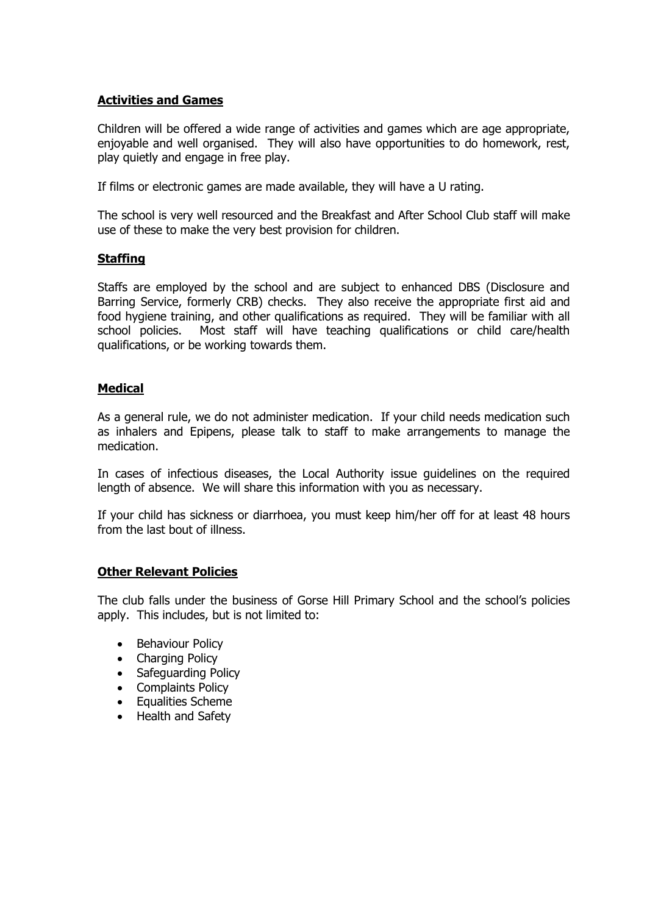## **Activities and Games**

Children will be offered a wide range of activities and games which are age appropriate, enjoyable and well organised. They will also have opportunities to do homework, rest, play quietly and engage in free play.

If films or electronic games are made available, they will have a U rating.

The school is very well resourced and the Breakfast and After School Club staff will make use of these to make the very best provision for children.

## **Staffing**

Staffs are employed by the school and are subject to enhanced DBS (Disclosure and Barring Service, formerly CRB) checks. They also receive the appropriate first aid and food hygiene training, and other qualifications as required. They will be familiar with all school policies. Most staff will have teaching qualifications or child care/health qualifications, or be working towards them.

## **Medical**

As a general rule, we do not administer medication. If your child needs medication such as inhalers and Epipens, please talk to staff to make arrangements to manage the medication.

In cases of infectious diseases, the Local Authority issue guidelines on the required length of absence. We will share this information with you as necessary.

If your child has sickness or diarrhoea, you must keep him/her off for at least 48 hours from the last bout of illness.

## **Other Relevant Policies**

The club falls under the business of Gorse Hill Primary School and the school's policies apply. This includes, but is not limited to:

- Behaviour Policy
- Charging Policy
- Safeguarding Policy
- Complaints Policy
- Equalities Scheme
- Health and Safety